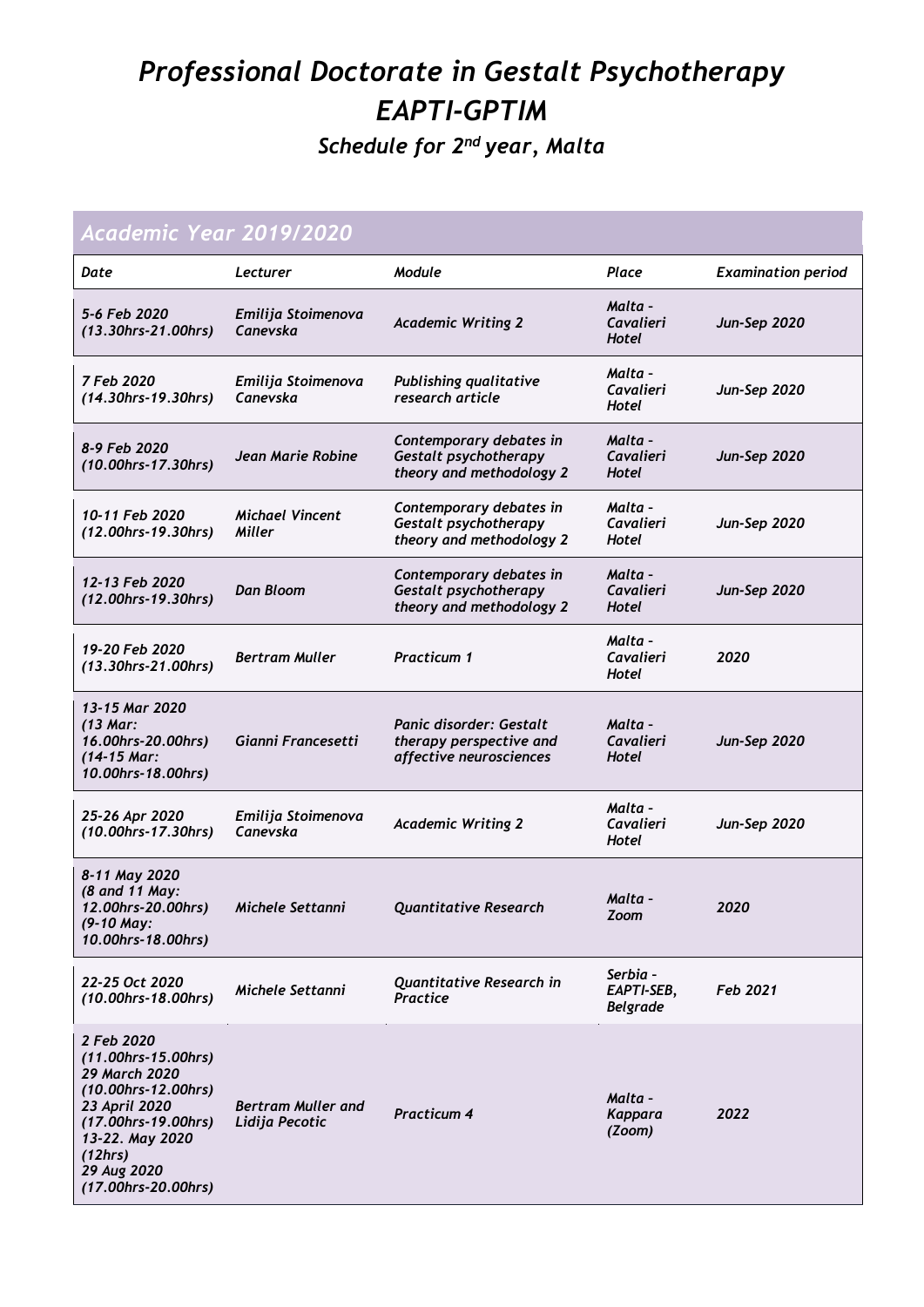# *Professional Doctorate in Gestalt Psychotherapy EAPTI-GPTIM*

### *Schedule for 2nd year, Malta*

## *Academic Year 2019/2020*

| *Date* | *Lecturer* | *Module* | *Place* | *Examination period* |
|---|---|---|---|---|
| *5-6 Feb 2020 (13.30hrs-21.00hrs)* | *Emilija Stoimenova Canevska* | *Academic Writing 2* | *Malta - Cavalieri Hotel* | *Jun-Sep 2020* |
| *7 Feb 2020 (14.30hrs-19.30hrs)* | *Emilija Stoimenova Canevska* | *Publishing qualitative research article* | *Malta - Cavalieri Hotel* | *Jun-Sep 2020* |
| *8-9 Feb 2020 (10.00hrs-17.30hrs)* | *Jean Marie Robine* | *Contemporary debates in Gestalt psychotherapy theory and methodology 2* | *Malta - Cavalieri Hotel* | *Jun-Sep 2020* |
| *10-11 Feb 2020 (12.00hrs-19.30hrs)* | *Michael Vincent Miller* | *Contemporary debates in Gestalt psychotherapy theory and methodology 2* | *Malta - Cavalieri Hotel* | *Jun-Sep 2020* |
| *12-13 Feb 2020 (12.00hrs-19.30hrs)* | *Dan Bloom* | *Contemporary debates in Gestalt psychotherapy theory and methodology 2* | *Malta - Cavalieri Hotel* | *Jun-Sep 2020* |
| *19-20 Feb 2020 (13.30hrs-21.00hrs)* | *Bertram Muller* | *Practicum 1* | *Malta - Cavalieri Hotel* | *2020* |
| *13-15 Mar 2020 (13 Mar: 16.00hrs-20.00hrs) (14-15 Mar: 10.00hrs-18.00hrs)* | *Gianni Francesetti* | *Panic disorder: Gestalt therapy perspective and affective neurosciences* | *Malta - Cavalieri Hotel* | *Jun-Sep 2020* |
| *25-26 Apr 2020 (10.00hrs-17.30hrs)* | *Emilija Stoimenova Canevska* | *Academic Writing 2* | *Malta - Cavalieri Hotel* | *Jun-Sep 2020* |
| *8-11 May 2020 (8 and 11 May: 12.00hrs-20.00hrs) (9-10 May: 10.00hrs-18.00hrs)* | *Michele Settanni* | *Quantitative Research* | *Malta - Zoom* | *2020* |
| *22-25 Oct 2020 (10.00hrs-18.00hrs)* | *Michele Settanni* | *Quantitative Research in Practice* | *Serbia - EAPTI-SEB, Belgrade* | *Feb 2021* |
| *2 Feb 2020 (11.00hrs-15.00hrs) 29 March 2020 (10.00hrs-12.00hrs) 23 April 2020 (17.00hrs-19.00hrs) 13-22. May 2020 (12hrs) 29 Aug 2020 (17.00hrs-20.00hrs)* | *Bertram Muller and Lidija Pecotic* | *Practicum 4* | *Malta - Kappara (Zoom)* | *2022* |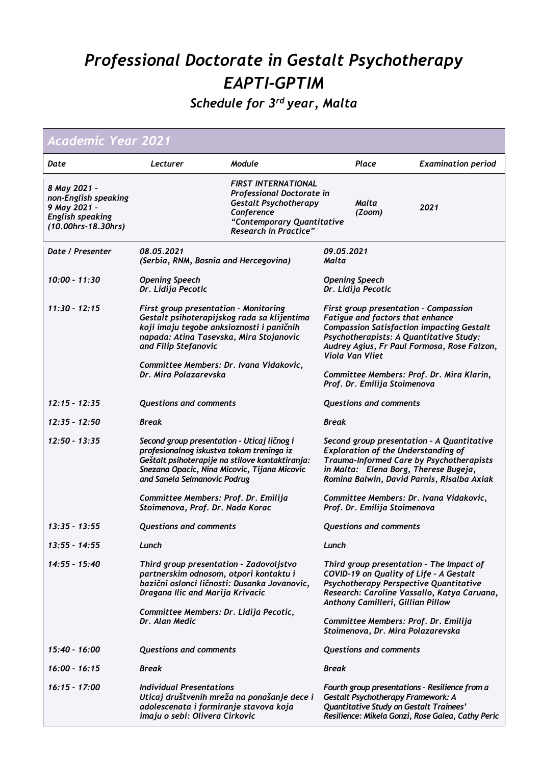# *Professional Doctorate in Gestalt Psychotherapy EAPTI-GPTIM*

## *Schedule for 3rd year, Malta*

### *Academic Year 2021*

| *Date* | *Lecturer* | *Module* | *Place* | *Examination period* |
|---|---|---|---|---|
| *8 May 2021 – non-English speaking 9 May 2021 – English speaking (10.00hrs-18.30hrs)* | | *FIRST INTERNATIONAL Professional Doctorate in Gestalt Psychotherapy Conference "Contemporary Quantitative Research in Practice"* | *Malta (Zoom)* | *2021* |

| *Date / Presenter* | *08.05.2021 (Serbia, RNM, Bosnia and Hercegovina)* | *09.05.2021 Malta* |
|---|---|---|
| *10:00 – 11:30* | *Opening Speech Dr. Lidija Pecotic* | *Opening Speech Dr. Lidija Pecotic* |
| *11:30 – 12:15* | *First group presentation – Monitoring Gestalt psihoterapijskog rada sa klijentima koji imaju tegobe anksioznosti i paničnih napada: Atina Tasevska, Mira Stojanovic and Filip Stefanovic*<br><br>*Committee Members: Dr. Ivana Vidakovic, Dr. Mira Polazarevska* | *First group presentation – Compassion Fatigue and factors that enhance Compassion Satisfaction impacting Gestalt Psychotherapists: A Quantitative Study: Audrey Agius, Fr Paul Formosa, Rose Falzon, Viola Van Vliet*<br><br>*Committee Members: Prof. Dr. Mira Klarin, Prof. Dr. Emilija Stoimenova* |
| *12:15 – 12:35* | *Questions and comments* | *Questions and comments* |
| *12:35 – 12:50* | *Break* | *Break* |
| *12:50 – 13:35* | *Second group presentation – Uticaj ličnog i profesionalnog iskustva tokom treninga iz Geštalt psihoterapije na stilove kontaktiranja: Snezana Opacic, Nina Micovic, Tijana Micovic and Sanela Selmanovic Podrug*<br><br>*Committee Members: Prof. Dr. Emilija Stoimenova, Prof. Dr. Nada Korac* | *Second group presentation – A Quantitative Exploration of the Understanding of Trauma-Informed Care by Psychotherapists in Malta: Elena Borg, Therese Bugeja, Romina Balwin, David Parnis, Risalba Axiak*<br><br>*Committee Members: Dr. Ivana Vidakovic, Prof. Dr. Emilija Stoimenova* |
| *13:35 – 13:55* | *Questions and comments* | *Questions and comments* |
| *13:55 – 14:55* | *Lunch* | *Lunch* |
| *14:55 – 15:40* | *Third group presentation – Zadovoljstvo partnerskim odnosom, otpori kontaktu i bazični oslonci ličnosti: Dusanka Jovanovic, Dragana Ilic and Marija Krivacic*<br><br>*Committee Members: Dr. Lidija Pecotic, Dr. Alan Medic* | *Third group presentation – The Impact of COVID-19 on Quality of Life – A Gestalt Psychotherapy Perspective Quantitative Research: Caroline Vassallo, Katya Caruana, Anthony Camilleri, Gillian Pillow*<br><br>*Committee Members: Prof. Dr. Emilija Stoimenova, Dr. Mira Polazarevska* |
| *15:40 – 16:00* | *Questions and comments* | *Questions and comments* |
| *16:00 – 16:15* | *Break* | *Break* |
| *16:15 – 17:00* | *Individual Presentations Uticaj društvenih mreža na ponašanje dece i adolescenata i formiranje stavova koja imaju o sebi: Olivera Cirkovic* | *Fourth group presentations – Resilience from a Gestalt Psychotherapy Framework: A Quantitative Study on Gestalt Trainees' Resilience: Mikela Gonzi, Rose Galea, Cathy Peric* |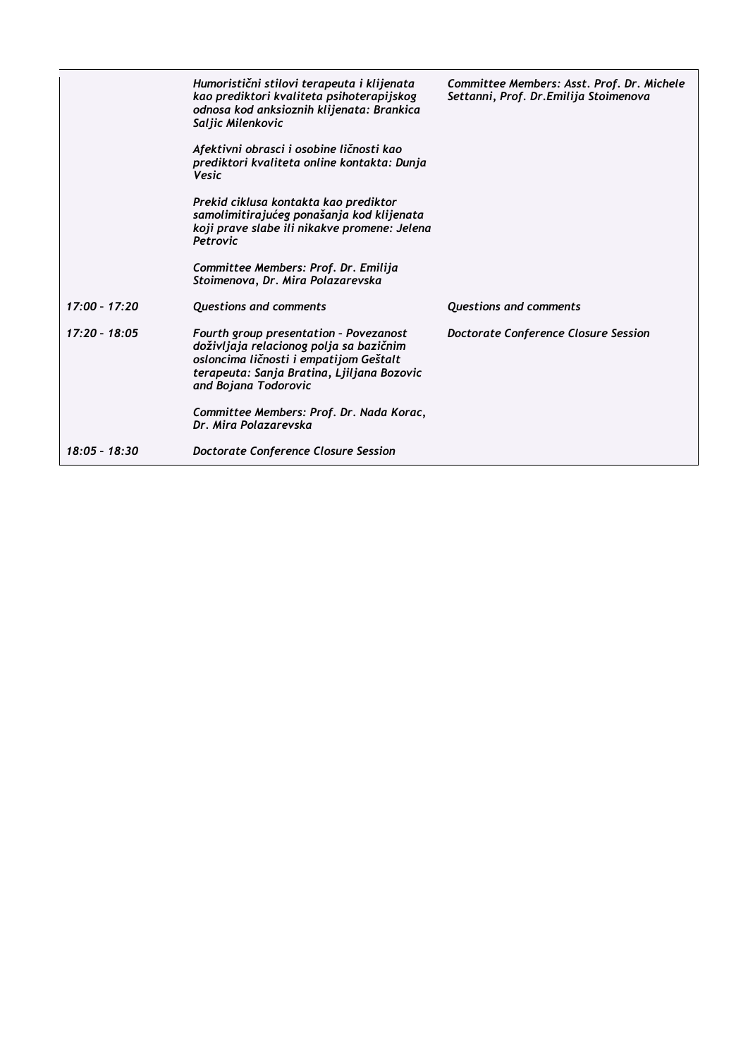| | | |
|---|---|---|
| | *Humoristični stilovi terapeuta i klijenata kao prediktori kvaliteta psihoterapijskog odnosa kod anksioznih klijenata: Brankica Saljic Milenkovic*<br><br>*Afektivni obrasci i osobine ličnosti kao prediktori kvaliteta online kontakta: Dunja Vesic*<br><br>*Prekid ciklusa kontakta kao prediktor samolimitirajućeg ponašanja kod klijenata koji prave slabe ili nikakve promene: Jelena Petrovic*<br><br>*Committee Members: Prof. Dr. Emilija Stoimenova, Dr. Mira Polazarevska* | *Committee Members: Asst. Prof. Dr. Michele Settanni, Prof. Dr.Emilija Stoimenova* |
| *17:00 – 17:20* | *Questions and comments* | *Questions and comments* |
| *17:20 – 18:05* | *Fourth group presentation – Povezanost doživljaja relacionog polja sa bazičnim osloncima ličnosti i empatijom Geštalt terapeuta: Sanja Bratina, Ljiljana Bozovic and Bojana Todorovic*<br><br>*Committee Members: Prof. Dr. Nada Korac, Dr. Mira Polazarevska* | *Doctorate Conference Closure Session* |
| *18:05 – 18:30* | *Doctorate Conference Closure Session* | |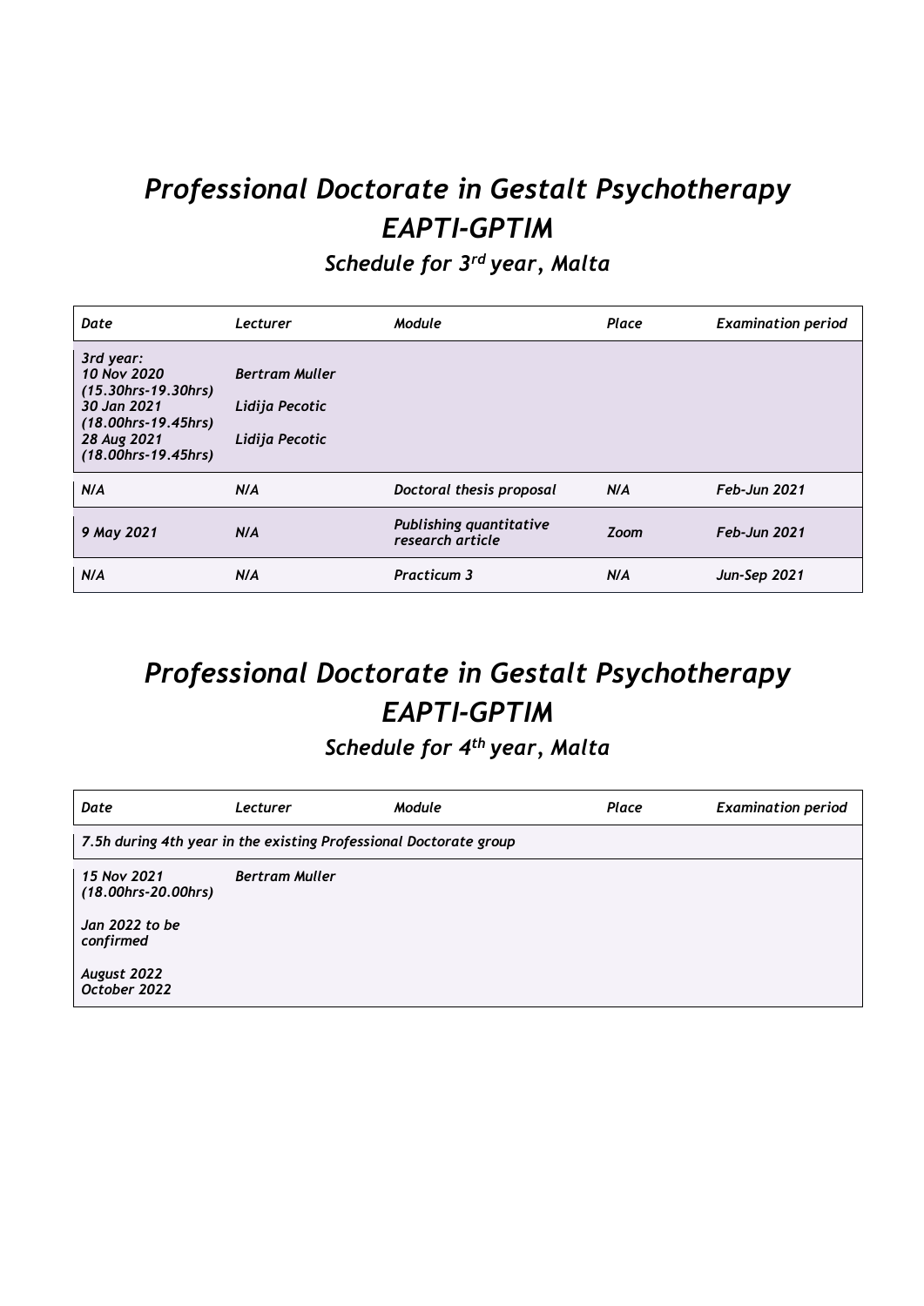# *Professional Doctorate in Gestalt Psychotherapy EAPTI-GPTIM*

### *Schedule for 3rd year, Malta*

| *Date* | *Lecturer* | *Module* | *Place* | *Examination period* |
|---|---|---|---|---|
| *3rd year:*<br>*10 Nov 2020 (15.30hrs-19.30hrs)*<br>*30 Jan 2021 (18.00hrs-19.45hrs)*<br>*28 Aug 2021 (18.00hrs-19.45hrs)* | *Bertram Muller*<br>*Lidija Pecotic*<br>*Lidija Pecotic* | | | |
| *N/A* | *N/A* | *Doctoral thesis proposal* | *N/A* | *Feb-Jun 2021* |
| *9 May 2021* | *N/A* | *Publishing quantitative research article* | *Zoom* | *Feb-Jun 2021* |
| *N/A* | *N/A* | *Practicum 3* | *N/A* | *Jun-Sep 2021* |

# *Professional Doctorate in Gestalt Psychotherapy EAPTI-GPTIM*

### *Schedule for 4th year, Malta*

| *Date* | *Lecturer* | *Module* | *Place* | *Examination period* |
|---|---|---|---|---|
| *7.5h during 4th year in the existing Professional Doctorate group* | | | | |
| *15 Nov 2021 (18.00hrs-20.00hrs)*<br>*Jan 2022 to be confirmed*<br>*August 2022*<br>*October 2022* | *Bertram Muller* | | | |